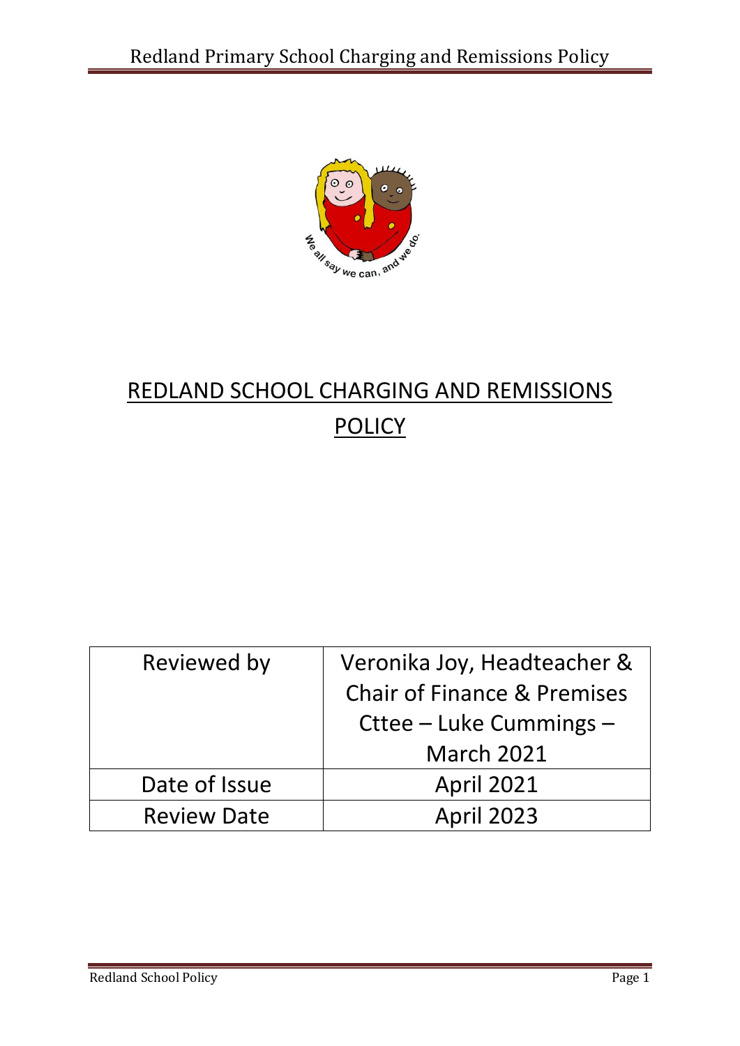# REDLAND SCHOOL CHARGING AND REMISSIONS POLICY

| Reviewed by | Veronika Joy, Headteacher & Chair of Finance & Premises Cttee – Luke Cummings – March 2021 |
|---|---|
| Date of Issue | April 2021 |
| Review Date | April 2023 |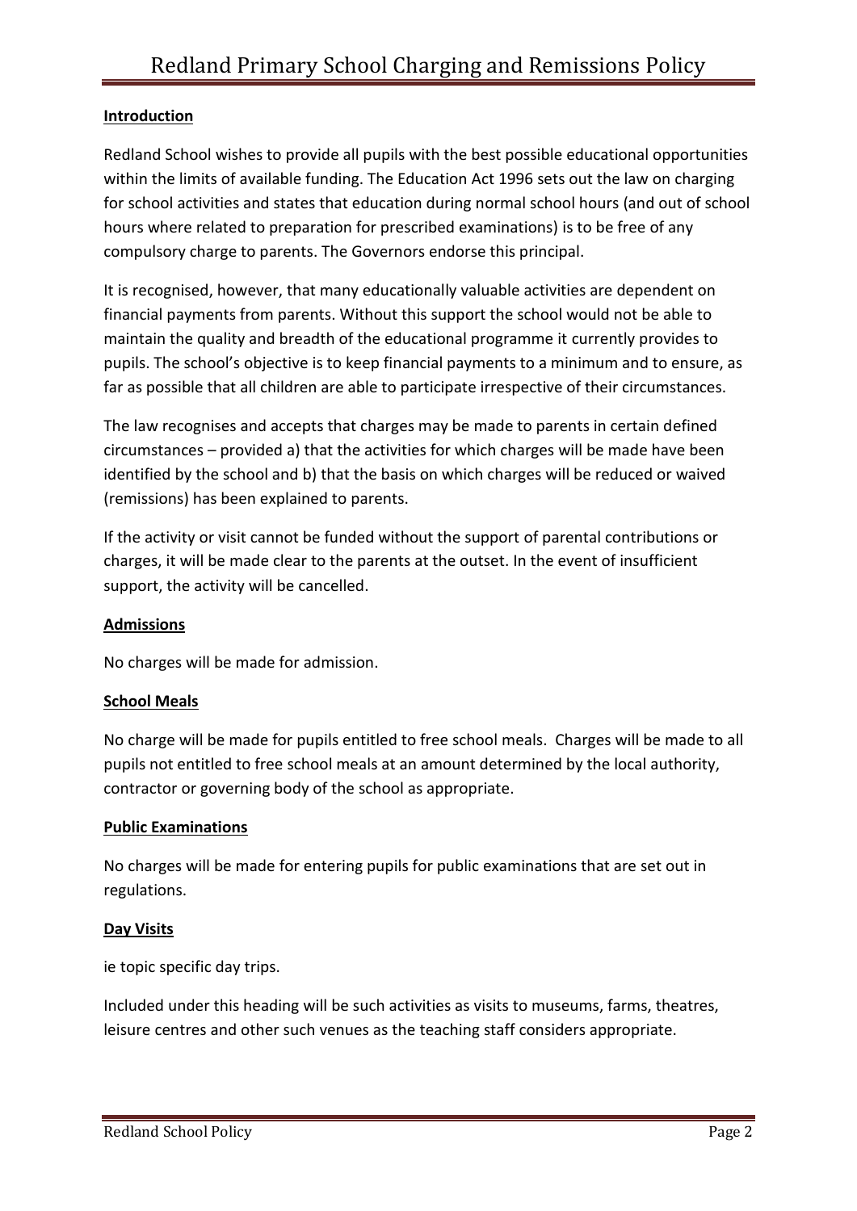## Introduction

Redland School wishes to provide all pupils with the best possible educational opportunities within the limits of available funding. The Education Act 1996 sets out the law on charging for school activities and states that education during normal school hours (and out of school hours where related to preparation for prescribed examinations) is to be free of any compulsory charge to parents. The Governors endorse this principal.

It is recognised, however, that many educationally valuable activities are dependent on financial payments from parents. Without this support the school would not be able to maintain the quality and breadth of the educational programme it currently provides to pupils. The school's objective is to keep financial payments to a minimum and to ensure, as far as possible that all children are able to participate irrespective of their circumstances.

The law recognises and accepts that charges may be made to parents in certain defined circumstances – provided a) that the activities for which charges will be made have been identified by the school and b) that the basis on which charges will be reduced or waived (remissions) has been explained to parents.

If the activity or visit cannot be funded without the support of parental contributions or charges, it will be made clear to the parents at the outset. In the event of insufficient support, the activity will be cancelled.

## Admissions

No charges will be made for admission.

## School Meals

No charge will be made for pupils entitled to free school meals. Charges will be made to all pupils not entitled to free school meals at an amount determined by the local authority, contractor or governing body of the school as appropriate.

## Public Examinations

No charges will be made for entering pupils for public examinations that are set out in regulations.

## Day Visits

ie topic specific day trips.

Included under this heading will be such activities as visits to museums, farms, theatres, leisure centres and other such venues as the teaching staff considers appropriate.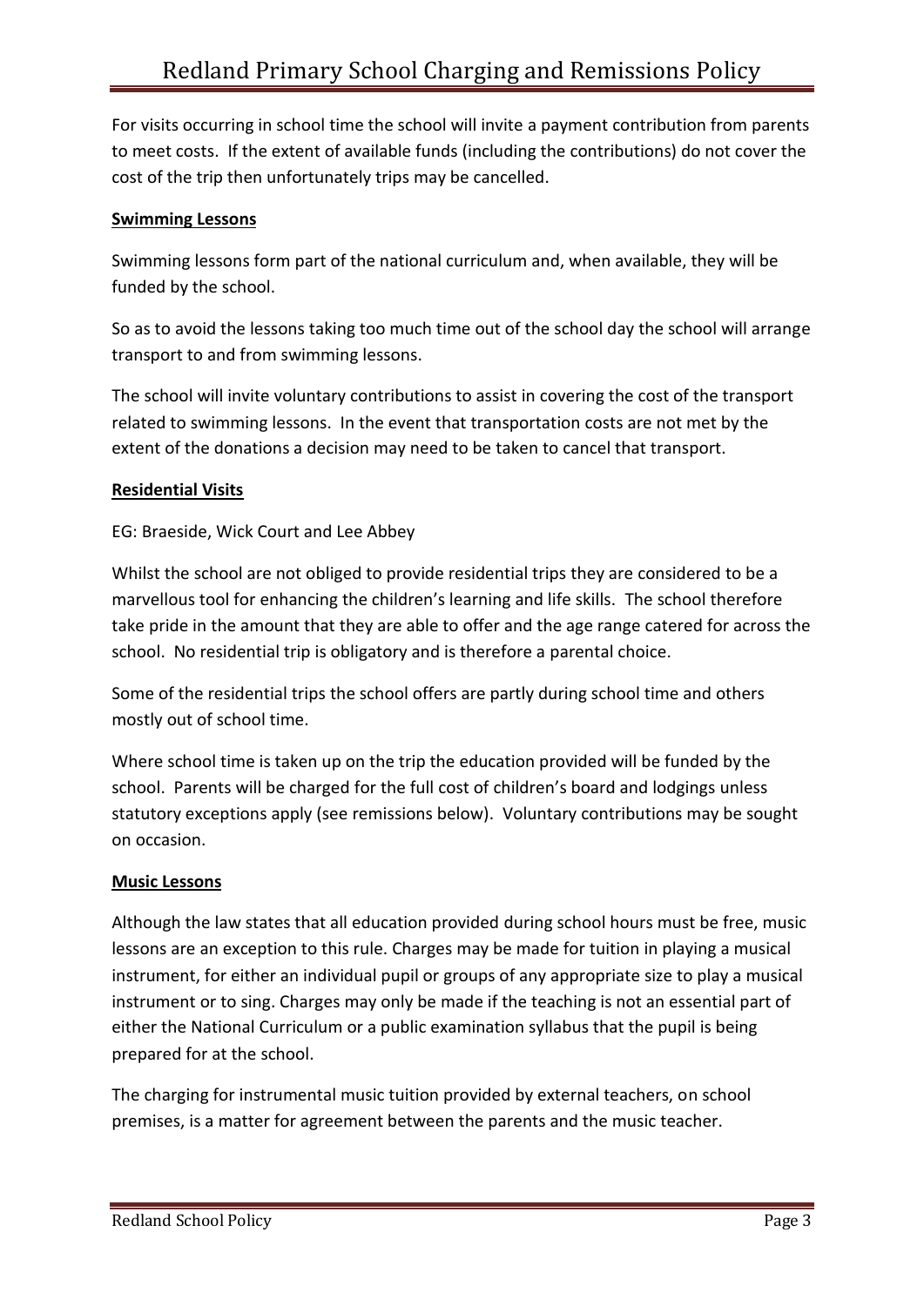For visits occurring in school time the school will invite a payment contribution from parents to meet costs. If the extent of available funds (including the contributions) do not cover the cost of the trip then unfortunately trips may be cancelled.

**Swimming Lessons**

Swimming lessons form part of the national curriculum and, when available, they will be funded by the school.

So as to avoid the lessons taking too much time out of the school day the school will arrange transport to and from swimming lessons.

The school will invite voluntary contributions to assist in covering the cost of the transport related to swimming lessons. In the event that transportation costs are not met by the extent of the donations a decision may need to be taken to cancel that transport.

**Residential Visits**

EG: Braeside, Wick Court and Lee Abbey

Whilst the school are not obliged to provide residential trips they are considered to be a marvellous tool for enhancing the children's learning and life skills. The school therefore take pride in the amount that they are able to offer and the age range catered for across the school. No residential trip is obligatory and is therefore a parental choice.

Some of the residential trips the school offers are partly during school time and others mostly out of school time.

Where school time is taken up on the trip the education provided will be funded by the school. Parents will be charged for the full cost of children's board and lodgings unless statutory exceptions apply (see remissions below). Voluntary contributions may be sought on occasion.

**Music Lessons**

Although the law states that all education provided during school hours must be free, music lessons are an exception to this rule. Charges may be made for tuition in playing a musical instrument, for either an individual pupil or groups of any appropriate size to play a musical instrument or to sing. Charges may only be made if the teaching is not an essential part of either the National Curriculum or a public examination syllabus that the pupil is being prepared for at the school.

The charging for instrumental music tuition provided by external teachers, on school premises, is a matter for agreement between the parents and the music teacher.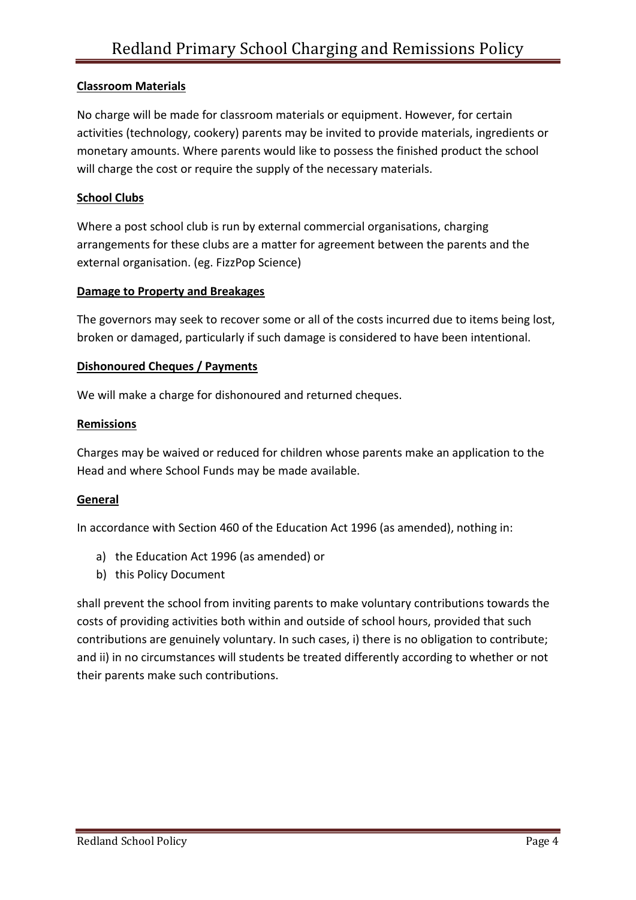**Classroom Materials**

No charge will be made for classroom materials or equipment. However, for certain activities (technology, cookery) parents may be invited to provide materials, ingredients or monetary amounts. Where parents would like to possess the finished product the school will charge the cost or require the supply of the necessary materials.

**School Clubs**

Where a post school club is run by external commercial organisations, charging arrangements for these clubs are a matter for agreement between the parents and the external organisation. (eg. FizzPop Science)

**Damage to Property and Breakages**

The governors may seek to recover some or all of the costs incurred due to items being lost, broken or damaged, particularly if such damage is considered to have been intentional.

**Dishonoured Cheques / Payments**

We will make a charge for dishonoured and returned cheques.

**Remissions**

Charges may be waived or reduced for children whose parents make an application to the Head and where School Funds may be made available.

**General**

In accordance with Section 460 of the Education Act 1996 (as amended), nothing in:

a) the Education Act 1996 (as amended) or
b) this Policy Document

shall prevent the school from inviting parents to make voluntary contributions towards the costs of providing activities both within and outside of school hours, provided that such contributions are genuinely voluntary. In such cases, i) there is no obligation to contribute; and ii) in no circumstances will students be treated differently according to whether or not their parents make such contributions.